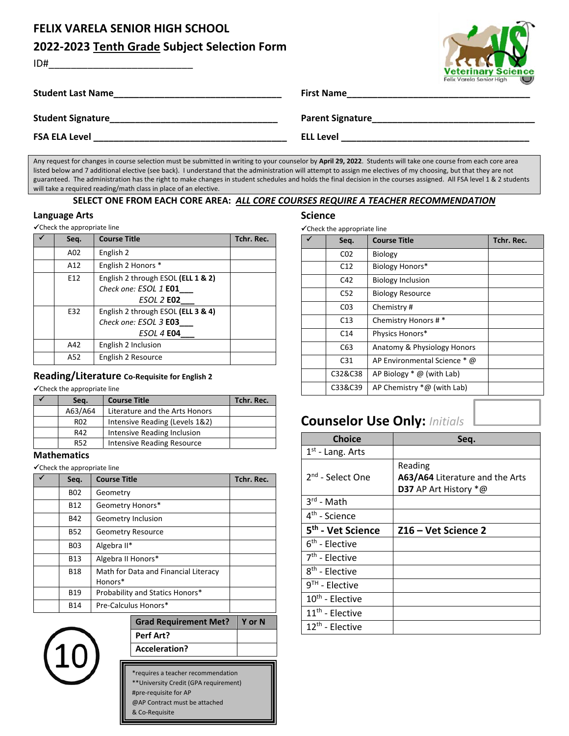# FELIX VARELA SENIOR HIGH SCHOOL

## 2022-2023 Tenth Grade Subject Selection Form

ID#___________________________

Veterinary Science
Felix Varela Senior High

**Student Last Name**_________________________________ **First Name**___________________________________

**Student Signature**_________________________________ **Parent Signature**______________________________

**FSA ELA Level** ____________________________________ **ELL Level** _________________________________

Any request for changes in course selection must be submitted in writing to your counselor by **April 29, 2022**. Students will take one course from each core area listed below and 7 additional elective (see back). I understand that the administration will attempt to assign me electives of my choosing, but that they are not guaranteed. The administration has the right to make changes in student schedules and holds the final decision in the courses assigned. All FSA level 1 & 2 students will take a required reading/math class in place of an elective.

**SELECT ONE FROM EACH CORE AREA: *ALL CORE COURSES REQUIRE A TEACHER RECOMMENDATION***

### Language Arts

✓Check the appropriate line

| ✓ | Seq. | Course Title | Tchr. Rec. |
|---|---|---|---|
| | A02 | English 2 | |
| | A12 | English 2 Honors * | |
| | E12 | English 2 through ESOL **(ELL 1 & 2)** *Check one: ESOL 1* **E01**___ *ESOL 2* **E02**___ | |
| | E32 | English 2 through ESOL **(ELL 3 & 4)** *Check one: ESOL 3* **E03**___ *ESOL 4* **E04**___ | |
| | A42 | English 2 Inclusion | |
| | A52 | English 2 Resource | |

### Reading/Literature Co-Requisite for English 2

✓Check the appropriate line

| ✓ | Seq. | Course Title | Tchr. Rec. |
|---|---|---|---|
| | A63/A64 | Literature and the Arts Honors | |
| | R02 | Intensive Reading (Levels 1&2) | |
| | R42 | Intensive Reading Inclusion | |
| | R52 | Intensive Reading Resource | |

### Mathematics

✓Check the appropriate line

| ✓ | Seq. | Course Title | Tchr. Rec. |
|---|---|---|---|
| | B02 | Geometry | |
| | B12 | Geometry Honors* | |
| | B42 | Geometry Inclusion | |
| | B52 | Geometry Resource | |
| | B03 | Algebra II* | |
| | B13 | Algebra II Honors* | |
| | B18 | Math for Data and Financial Literacy Honors* | |
| | B19 | Probability and Statics Honors* | |
| | B14 | Pre-Calculus Honors* | |

### Science

✓Check the appropriate line

| ✓ | Seq. | Course Title | Tchr. Rec. |
|---|---|---|---|
| | C02 | Biology | |
| | C12 | Biology Honors* | |
| | C42 | Biology Inclusion | |
| | C52 | Biology Resource | |
| | C03 | Chemistry # | |
| | C13 | Chemistry Honors # * | |
| | C14 | Physics Honors* | |
| | C63 | Anatomy & Physiology Honors | |
| | C31 | AP Environmental Science * @ | |
| | C32&C38 | AP Biology * @ (with Lab) | |
| | C33&C39 | AP Chemistry *@ (with Lab) | |

10

| Grad Requirement Met? | Y or N |
|---|---|
| Perf Art? | |
| Acceleration? | |

*requires a teacher recommendation
**University Credit (GPA requirement)
#pre-requisite for AP
@AP Contract must be attached
& Co-Requisite

## Counselor Use Only: *Initials*

| Choice | Seq. |
|---|---|
| 1st - Lang. Arts | |
| 2nd - Select One | Reading **A63/A64** Literature and the Arts **D37** AP Art History *@ |
| 3rd - Math | |
| 4th - Science | |
| **5th - Vet Science** | **Z16 – Vet Science 2** |
| 6th - Elective | |
| 7th - Elective | |
| 8th - Elective | |
| 9TH - Elective | |
| 10th - Elective | |
| 11th - Elective | |
| 12th - Elective | |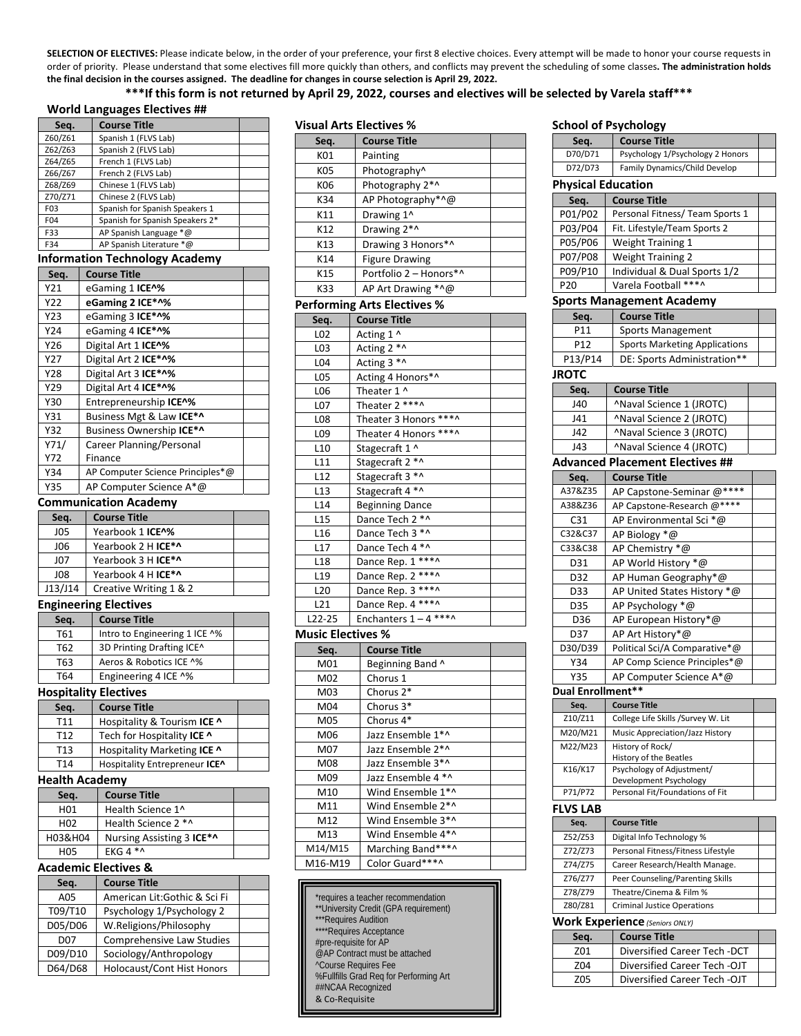**SELECTION OF ELECTIVES:** Please indicate below, in the order of your preference, your first 8 elective choices. Every attempt will be made to honor your course requests in order of priority. Please understand that some electives fill more quickly than others, and conflicts may prevent the scheduling of some classes**. The administration holds the final decision in the courses assigned. The deadline for changes in course selection is April 29, 2022.**

**\*\*\*If this form is not returned by April 29, 2022, courses and electives will be selected by Varela staff\*\*\***

### World Languages Electives ##

| Seq. | Course Title | |
|---|---|---|
| Z60/Z61 | Spanish 1 (FLVS Lab) | |
| Z62/Z63 | Spanish 2 (FLVS Lab) | |
| Z64/Z65 | French 1 (FLVS Lab) | |
| Z66/Z67 | French 2 (FLVS Lab) | |
| Z68/Z69 | Chinese 1 (FLVS Lab) | |
| Z70/Z71 | Chinese 2 (FLVS Lab) | |
| F03 | Spanish for Spanish Speakers 1 | |
| F04 | Spanish for Spanish Speakers 2* | |
| F33 | AP Spanish Language *@ | |
| F34 | AP Spanish Literature *@ | |

### Information Technology Academy

| Seq. | Course Title | |
|---|---|---|
| Y21 | eGaming 1 **ICE^%** | |
| Y22 | **eGaming 2 ICE*^%** | |
| Y23 | eGaming 3 **ICE*^%** | |
| Y24 | eGaming 4 **ICE*^%** | |
| Y26 | Digital Art 1 **ICE^%** | |
| Y27 | Digital Art 2 **ICE*^%** | |
| Y28 | Digital Art 3 **ICE*^%** | |
| Y29 | Digital Art 4 **ICE*^%** | |
| Y30 | Entrepreneurship **ICE^%** | |
| Y31 | Business Mgt & Law **ICE*^** | |
| Y32 | Business Ownership **ICE*^** | |
| Y71/ Y72 | Career Planning/Personal Finance | |
| Y34 | AP Computer Science Principles*@ | |
| Y35 | AP Computer Science A*@ | |

### Communication Academy

| Seq. | Course Title | |
|---|---|---|
| J05 | Yearbook 1 **ICE^%** | |
| J06 | Yearbook 2 H **ICE*^** | |
| J07 | Yearbook 3 H **ICE*^** | |
| J08 | Yearbook 4 H **ICE*^** | |
| J13/J14 | Creative Writing 1 & 2 | |

### Engineering Electives

| Seq. | Course Title | |
|---|---|---|
| T61 | Intro to Engineering 1 ICE ^% | |
| T62 | 3D Printing Drafting ICE^ | |
| T63 | Aeros & Robotics ICE ^% | |
| T64 | Engineering 4 ICE ^% | |

### Hospitality Electives

| Seq. | Course Title | |
|---|---|---|
| T11 | Hospitality & Tourism **ICE ^** | |
| T12 | Tech for Hospitality **ICE ^** | |
| T13 | Hospitality Marketing **ICE ^** | |
| T14 | Hospitality Entrepreneur **ICE^** | |

### Health Academy

| Seq. | Course Title | |
|---|---|---|
| H01 | Health Science 1^ | |
| H02 | Health Science 2 *^ | |
| H03&H04 | Nursing Assisting 3 **ICE*^** | |
| H05 | EKG 4 *^ | |

### Academic Electives &

| Seq. | Course Title | |
|---|---|---|
| A05 | American Lit:Gothic & Sci Fi | |
| T09/T10 | Psychology 1/Psychology 2 | |
| D05/D06 | W.Religions/Philosophy | |
| D07 | Comprehensive Law Studies | |
| D09/D10 | Sociology/Anthropology | |
| D64/D68 | Holocaust/Cont Hist Honors | |

### Visual Arts Electives %

| Seq. | Course Title | |
|---|---|---|
| K01 | Painting | |
| K05 | Photography^ | |
| K06 | Photography 2*^ | |
| K34 | AP Photography*^@ | |
| K11 | Drawing 1^ | |
| K12 | Drawing 2*^ | |
| K13 | Drawing 3 Honors*^ | |
| K14 | Figure Drawing | |
| K15 | Portfolio 2 – Honors*^ | |
| K33 | AP Art Drawing *^@ | |

### Performing Arts Electives %

| Seq. | Course Title | |
|---|---|---|
| L02 | Acting 1 ^ | |
| L03 | Acting 2 *^ | |
| L04 | Acting 3 *^ | |
| L05 | Acting 4 Honors*^ | |
| L06 | Theater 1 ^ | |
| L07 | Theater 2 ***^ | |
| L08 | Theater 3 Honors ***^ | |
| L09 | Theater 4 Honors ***^ | |
| L10 | Stagecraft 1 ^ | |
| L11 | Stagecraft 2 *^ | |
| L12 | Stagecraft 3 *^ | |
| L13 | Stagecraft 4 *^ | |
| L14 | Beginning Dance | |
| L15 | Dance Tech 2 *^ | |
| L16 | Dance Tech 3 *^ | |
| L17 | Dance Tech 4 *^ | |
| L18 | Dance Rep. 1 ***^ | |
| L19 | Dance Rep. 2 ***^ | |
| L20 | Dance Rep. 3 ***^ | |
| L21 | Dance Rep. 4 ***^ | |
| L22-25 | Enchanters 1 – 4 ***^ | |

### Music Electives %

| Seq. | Course Title | |
|---|---|---|
| M01 | Beginning Band ^ | |
| M02 | Chorus 1 | |
| M03 | Chorus 2* | |
| M04 | Chorus 3* | |
| M05 | Chorus 4* | |
| M06 | Jazz Ensemble 1*^ | |
| M07 | Jazz Ensemble 2*^ | |
| M08 | Jazz Ensemble 3*^ | |
| M09 | Jazz Ensemble 4 *^ | |
| M10 | Wind Ensemble 1*^ | |
| M11 | Wind Ensemble 2*^ | |
| M12 | Wind Ensemble 3*^ | |
| M13 | Wind Ensemble 4*^ | |
| M14/M15 | Marching Band***^ | |
| M16-M19 | Color Guard***^ | |

\*requires a teacher recommendation
\*\*University Credit (GPA requirement)
\*\*\*Requires Audition
\*\*\*\*Requires Acceptance
#pre-requisite for AP
@AP Contract must be attached
^Course Requires Fee
%Fullfills Grad Req for Performing Art
##NCAA Recognized
& Co-Requisite

### School of Psychology

| Seq. | Course Title | |
|---|---|---|
| D70/D71 | Psychology 1/Psychology 2 Honors | |
| D72/D73 | Family Dynamics/Child Develop | |

### Physical Education

| Seq. | Course Title | |
|---|---|---|
| P01/P02 | Personal Fitness/ Team Sports 1 | |
| P03/P04 | Fit. Lifestyle/Team Sports 2 | |
| P05/P06 | Weight Training 1 | |
| P07/P08 | Weight Training 2 | |
| P09/P10 | Individual & Dual Sports 1/2 | |
| P20 | Varela Football ***^ | |

### Sports Management Academy

| Seq. | Course Title | |
|---|---|---|
| P11 | Sports Management | |
| P12 | Sports Marketing Applications | |
| P13/P14 | DE: Sports Administration** | |

### JROTC

| Seq. | Course Title | |
|---|---|---|
| J40 | ^Naval Science 1 (JROTC) | |
| J41 | ^Naval Science 2 (JROTC) | |
| J42 | ^Naval Science 3 (JROTC) | |
| J43 | ^Naval Science 4 (JROTC) | |

### Advanced Placement Electives ##

| Seq. | Course Title | |
|---|---|---|
| A37&Z35 | AP Capstone-Seminar @**** | |
| A38&Z36 | AP Capstone-Research @**** | |
| C31 | AP Environmental Sci *@ | |
| C32&C37 | AP Biology *@ | |
| C33&C38 | AP Chemistry *@ | |
| D31 | AP World History *@ | |
| D32 | AP Human Geography*@ | |
| D33 | AP United States History *@ | |
| D35 | AP Psychology *@ | |
| D36 | AP European History*@ | |
| D37 | AP Art History*@ | |
| D30/D39 | Political Sci/A Comparative*@ | |
| Y34 | AP Comp Science Principles*@ | |
| Y35 | AP Computer Science A*@ | |

### Dual Enrollment**

| Seq. | Course Title | |
|---|---|---|
| Z10/Z11 | College Life Skills /Survey W. Lit | |
| M20/M21 | Music Appreciation/Jazz History | |
| M22/M23 | History of Rock/ History of the Beatles | |
| K16/K17 | Psychology of Adjustment/ Development Psychology | |
| P71/P72 | Personal Fit/Foundations of Fit | |

### FLVS LAB

| Seq. | Course Title | |
|---|---|---|
| Z52/Z53 | Digital Info Technology % | |
| Z72/Z73 | Personal Fitness/Fitness Lifestyle | |
| Z74/Z75 | Career Research/Health Manage. | |
| Z76/Z77 | Peer Counseling/Parenting Skills | |
| Z78/Z79 | Theatre/Cinema & Film % | |
| Z80/Z81 | Criminal Justice Operations | |

### Work Experience *(Seniors ONLY)*

| Seq. | Course Title | |
|---|---|---|
| Z01 | Diversified Career Tech -DCT | |
| Z04 | Diversified Career Tech -OJT | |
| Z05 | Diversified Career Tech -OJT | |